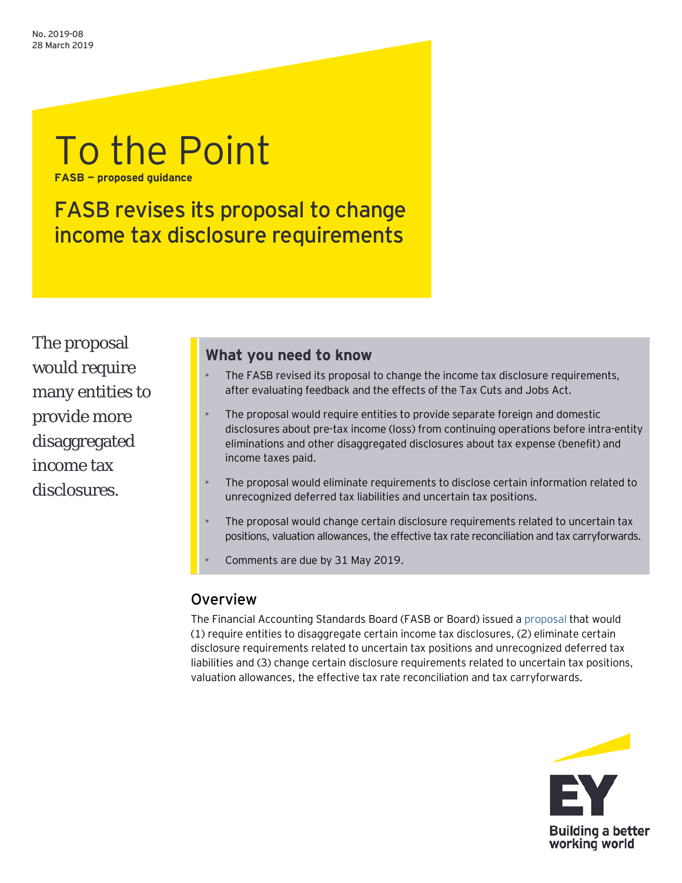No. 2019-08
28 March 2019

# To the Point

**FASB — proposed guidance**

## FASB revises its proposal to change income tax disclosure requirements

The proposal would require many entities to provide more disaggregated income tax disclosures.

### What you need to know

- The FASB revised its proposal to change the income tax disclosure requirements, after evaluating feedback and the effects of the Tax Cuts and Jobs Act.
- The proposal would require entities to provide separate foreign and domestic disclosures about pre-tax income (loss) from continuing operations before intra-entity eliminations and other disaggregated disclosures about tax expense (benefit) and income taxes paid.
- The proposal would eliminate requirements to disclose certain information related to unrecognized deferred tax liabilities and uncertain tax positions.
- The proposal would change certain disclosure requirements related to uncertain tax positions, valuation allowances, the effective tax rate reconciliation and tax carryforwards.
- Comments are due by 31 May 2019.

### Overview

The Financial Accounting Standards Board (FASB or Board) issued a proposal that would (1) require entities to disaggregate certain income tax disclosures, (2) eliminate certain disclosure requirements related to uncertain tax positions and unrecognized deferred tax liabilities and (3) change certain disclosure requirements related to uncertain tax positions, valuation allowances, the effective tax rate reconciliation and tax carryforwards.

EY Building a better working world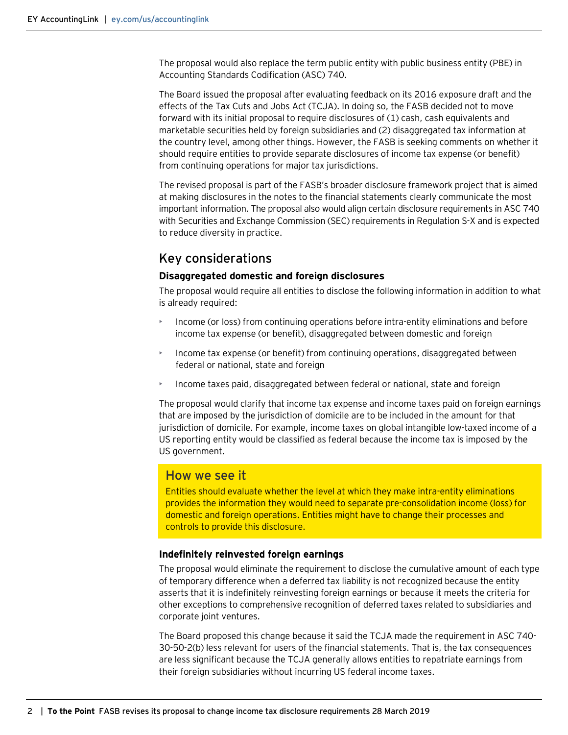The proposal would also replace the term public entity with public business entity (PBE) in Accounting Standards Codification (ASC) 740.

The Board issued the proposal after evaluating feedback on its 2016 exposure draft and the effects of the Tax Cuts and Jobs Act (TCJA). In doing so, the FASB decided not to move forward with its initial proposal to require disclosures of (1) cash, cash equivalents and marketable securities held by foreign subsidiaries and (2) disaggregated tax information at the country level, among other things. However, the FASB is seeking comments on whether it should require entities to provide separate disclosures of income tax expense (or benefit) from continuing operations for major tax jurisdictions.

The revised proposal is part of the FASB's broader disclosure framework project that is aimed at making disclosures in the notes to the financial statements clearly communicate the most important information. The proposal also would align certain disclosure requirements in ASC 740 with Securities and Exchange Commission (SEC) requirements in Regulation S-X and is expected to reduce diversity in practice.

## Key considerations

### Disaggregated domestic and foreign disclosures

The proposal would require all entities to disclose the following information in addition to what is already required:

- Income (or loss) from continuing operations before intra-entity eliminations and before income tax expense (or benefit), disaggregated between domestic and foreign
- Income tax expense (or benefit) from continuing operations, disaggregated between federal or national, state and foreign
- Income taxes paid, disaggregated between federal or national, state and foreign

The proposal would clarify that income tax expense and income taxes paid on foreign earnings that are imposed by the jurisdiction of domicile are to be included in the amount for that jurisdiction of domicile. For example, income taxes on global intangible low-taxed income of a US reporting entity would be classified as federal because the income tax is imposed by the US government.

> **How we see it**
>
> Entities should evaluate whether the level at which they make intra-entity eliminations provides the information they would need to separate pre-consolidation income (loss) for domestic and foreign operations. Entities might have to change their processes and controls to provide this disclosure.

### Indefinitely reinvested foreign earnings

The proposal would eliminate the requirement to disclose the cumulative amount of each type of temporary difference when a deferred tax liability is not recognized because the entity asserts that it is indefinitely reinvesting foreign earnings or because it meets the criteria for other exceptions to comprehensive recognition of deferred taxes related to subsidiaries and corporate joint ventures.

The Board proposed this change because it said the TCJA made the requirement in ASC 740-30-50-2(b) less relevant for users of the financial statements. That is, the tax consequences are less significant because the TCJA generally allows entities to repatriate earnings from their foreign subsidiaries without incurring US federal income taxes.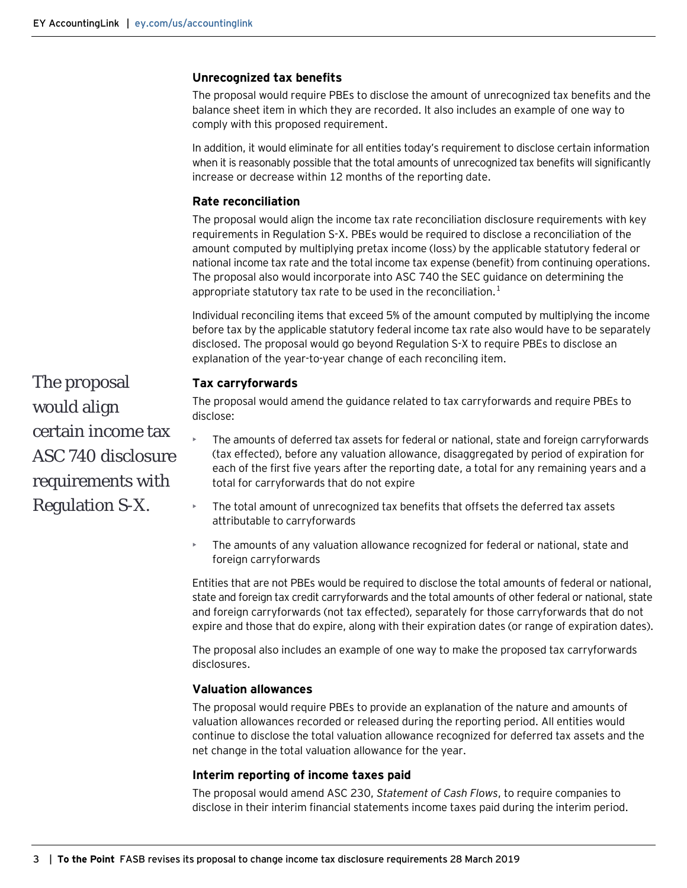### Unrecognized tax benefits

The proposal would require PBEs to disclose the amount of unrecognized tax benefits and the balance sheet item in which they are recorded. It also includes an example of one way to comply with this proposed requirement.

In addition, it would eliminate for all entities today's requirement to disclose certain information when it is reasonably possible that the total amounts of unrecognized tax benefits will significantly increase or decrease within 12 months of the reporting date.

### Rate reconciliation

The proposal would align the income tax rate reconciliation disclosure requirements with key requirements in Regulation S-X. PBEs would be required to disclose a reconciliation of the amount computed by multiplying pretax income (loss) by the applicable statutory federal or national income tax rate and the total income tax expense (benefit) from continuing operations. The proposal also would incorporate into ASC 740 the SEC guidance on determining the appropriate statutory tax rate to be used in the reconciliation.[1]

Individual reconciling items that exceed 5% of the amount computed by multiplying the income before tax by the applicable statutory federal income tax rate also would have to be separately disclosed. The proposal would go beyond Regulation S-X to require PBEs to disclose an explanation of the year-to-year change of each reconciling item.

> The proposal would align certain income tax ASC 740 disclosure requirements with Regulation S-X.

### Tax carryforwards

The proposal would amend the guidance related to tax carryforwards and require PBEs to disclose:

- The amounts of deferred tax assets for federal or national, state and foreign carryforwards (tax effected), before any valuation allowance, disaggregated by period of expiration for each of the first five years after the reporting date, a total for any remaining years and a total for carryforwards that do not expire
- The total amount of unrecognized tax benefits that offsets the deferred tax assets attributable to carryforwards
- The amounts of any valuation allowance recognized for federal or national, state and foreign carryforwards

Entities that are not PBEs would be required to disclose the total amounts of federal or national, state and foreign tax credit carryforwards and the total amounts of other federal or national, state and foreign carryforwards (not tax effected), separately for those carryforwards that do not expire and those that do expire, along with their expiration dates (or range of expiration dates).

The proposal also includes an example of one way to make the proposed tax carryforwards disclosures.

### Valuation allowances

The proposal would require PBEs to provide an explanation of the nature and amounts of valuation allowances recorded or released during the reporting period. All entities would continue to disclose the total valuation allowance recognized for deferred tax assets and the net change in the total valuation allowance for the year.

### Interim reporting of income taxes paid

The proposal would amend ASC 230, *Statement of Cash Flows*, to require companies to disclose in their interim financial statements income taxes paid during the interim period.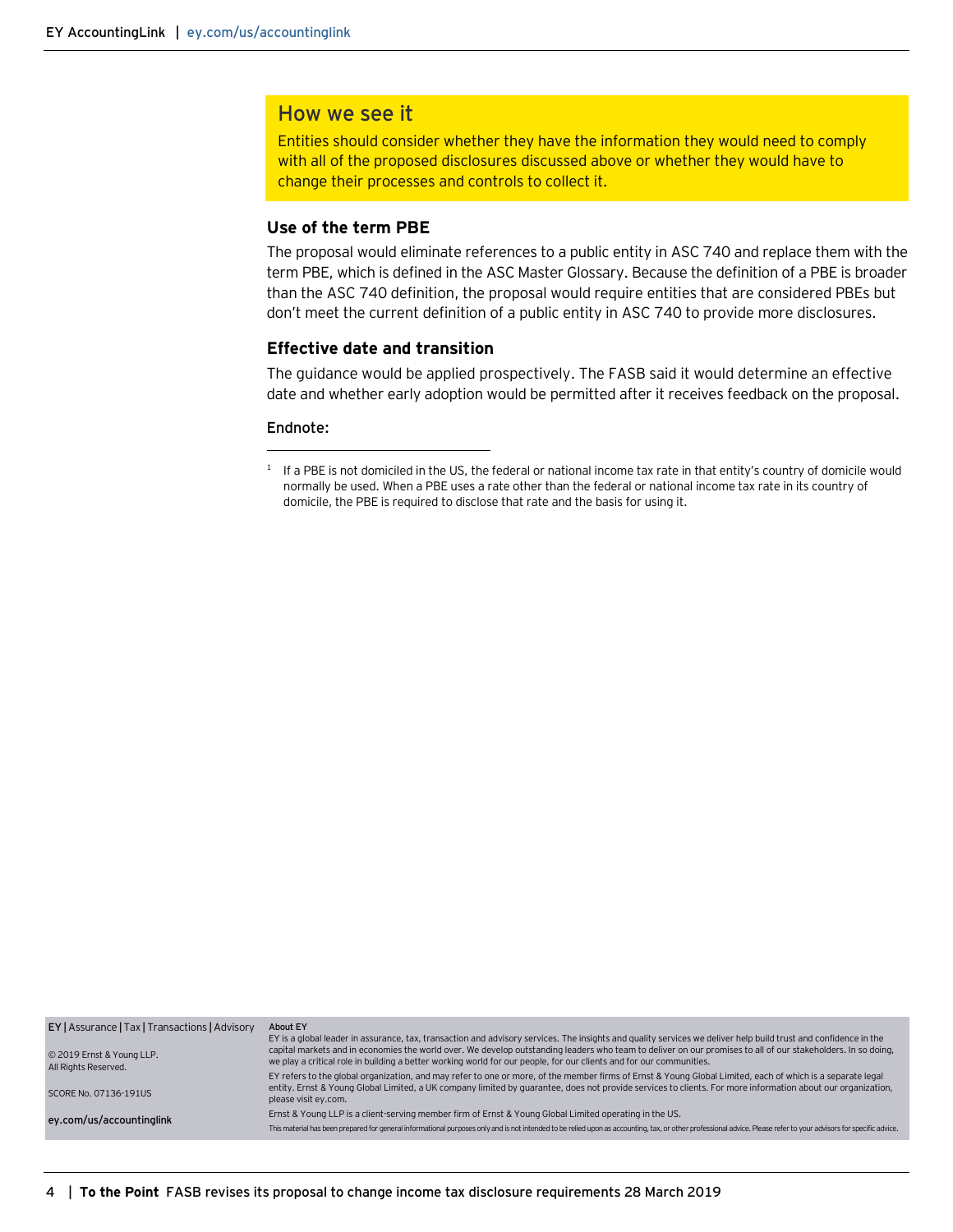## How we see it

Entities should consider whether they have the information they would need to comply with all of the proposed disclosures discussed above or whether they would have to change their processes and controls to collect it.

### Use of the term PBE

The proposal would eliminate references to a public entity in ASC 740 and replace them with the term PBE, which is defined in the ASC Master Glossary. Because the definition of a PBE is broader than the ASC 740 definition, the proposal would require entities that are considered PBEs but don't meet the current definition of a public entity in ASC 740 to provide more disclosures.

### Effective date and transition

The guidance would be applied prospectively. The FASB said it would determine an effective date and whether early adoption would be permitted after it receives feedback on the proposal.

Endnote:

---

[1] If a PBE is not domiciled in the US, the federal or national income tax rate in that entity's country of domicile would normally be used. When a PBE uses a rate other than the federal or national income tax rate in its country of domicile, the PBE is required to disclose that rate and the basis for using it.

EY | Assurance | Tax | Transactions | Advisory

© 2019 Ernst & Young LLP.
All Rights Reserved.

SCORE No. 07136-191US

ey.com/us/accountinglink

**About EY**

EY is a global leader in assurance, tax, transaction and advisory services. The insights and quality services we deliver help build trust and confidence in the capital markets and in economies the world over. We develop outstanding leaders who team to deliver on our promises to all of our stakeholders. In so doing, we play a critical role in building a better working world for our people, for our clients and for our communities.

EY refers to the global organization, and may refer to one or more, of the member firms of Ernst & Young Global Limited, each of which is a separate legal entity. Ernst & Young Global Limited, a UK company limited by guarantee, does not provide services to clients. For more information about our organization, please visit ey.com.

Ernst & Young LLP is a client-serving member firm of Ernst & Young Global Limited operating in the US.

This material has been prepared for general informational purposes only and is not intended to be relied upon as accounting, tax, or other professional advice. Please refer to your advisors for specific advice.